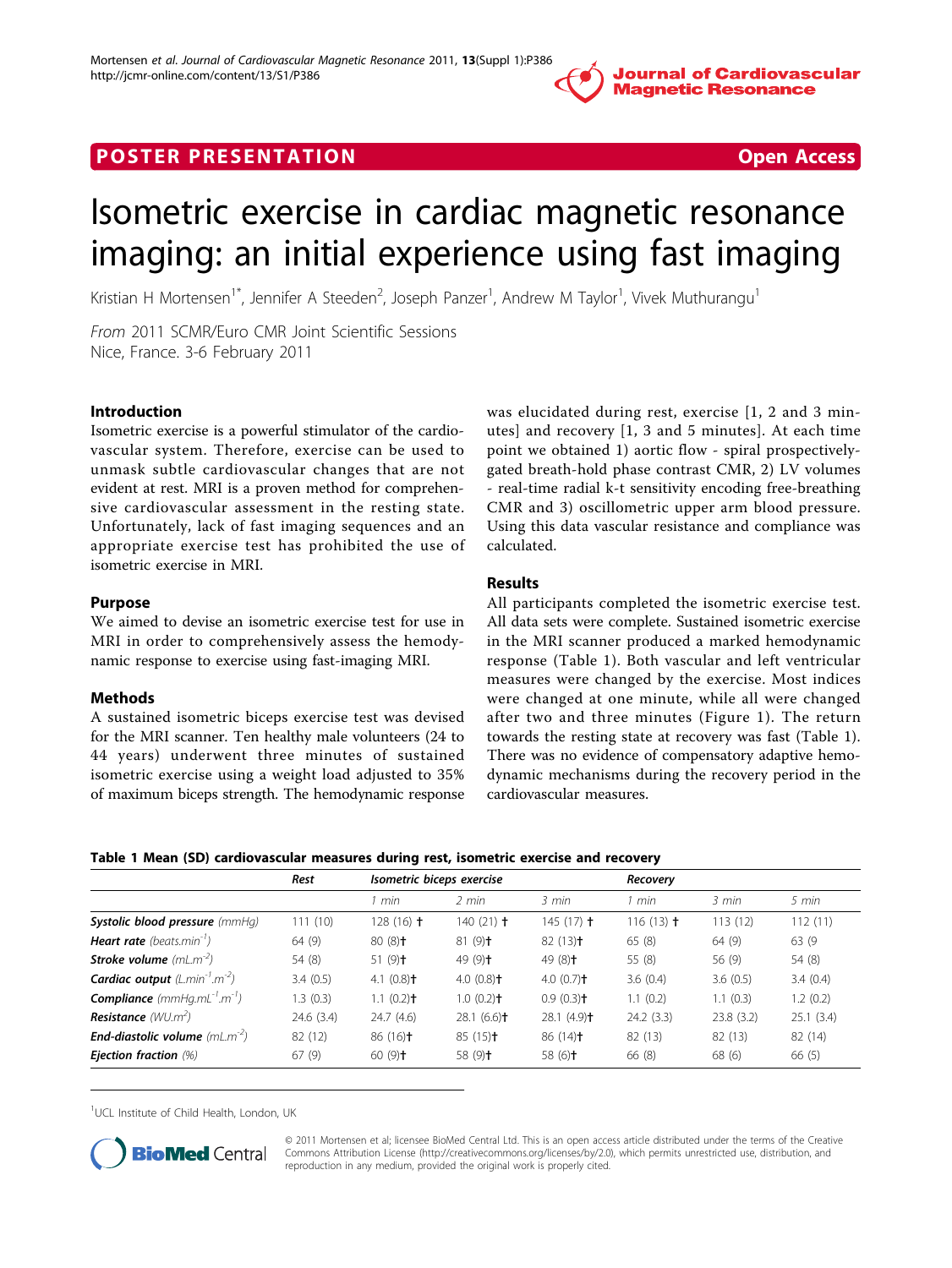POSTER PRESENTATION Open Access

# Isometric exercise in cardiac magnetic resonance imaging: an initial experience using fast imaging

Kristian H Mortensen[1*], Jennifer A Steeden[2], Joseph Panzer[1], Andrew M Taylor[1], Vivek Muthurangu[1]

*From* 2011 SCMR/Euro CMR Joint Scientific Sessions
Nice, France. 3-6 February 2011

## Introduction

Isometric exercise is a powerful stimulator of the cardiovascular system. Therefore, exercise can be used to unmask subtle cardiovascular changes that are not evident at rest. MRI is a proven method for comprehensive cardiovascular assessment in the resting state. Unfortunately, lack of fast imaging sequences and an appropriate exercise test has prohibited the use of isometric exercise in MRI.

## Purpose

We aimed to devise an isometric exercise test for use in MRI in order to comprehensively assess the hemodynamic response to exercise using fast-imaging MRI.

## Methods

A sustained isometric biceps exercise test was devised for the MRI scanner. Ten healthy male volunteers (24 to 44 years) underwent three minutes of sustained isometric exercise using a weight load adjusted to 35% of maximum biceps strength. The hemodynamic response was elucidated during rest, exercise [1, 2 and 3 minutes] and recovery [1, 3 and 5 minutes]. At each time point we obtained 1) aortic flow - spiral prospectively-gated breath-hold phase contrast CMR, 2) LV volumes - real-time radial k-t sensitivity encoding free-breathing CMR and 3) oscillometric upper arm blood pressure. Using this data vascular resistance and compliance was calculated.

## Results

All participants completed the isometric exercise test. All data sets were complete. Sustained isometric exercise in the MRI scanner produced a marked hemodynamic response (Table 1). Both vascular and left ventricular measures were changed by the exercise. Most indices were changed at one minute, while all were changed after two and three minutes (Figure 1). The return towards the resting state at recovery was fast (Table 1). There was no evidence of compensatory adaptive hemodynamic mechanisms during the recovery period in the cardiovascular measures.

**Table 1 Mean (SD) cardiovascular measures during rest, isometric exercise and recovery**

| | *Rest* | *Isometric biceps exercise* | | | *Recovery* | | |
|---|---|---|---|---|---|---|---|
| | | *1 min* | *2 min* | *3 min* | *1 min* | *3 min* | *5 min* |
| **Systolic blood pressure** *(mmHg)* | 111 (10) | 128 (16) † | 140 (21) † | 145 (17) † | 116 (13) † | 113 (12) | 112 (11) |
| **Heart rate** *(beats.min$^{-1}$)* | 64 (9) | 80 (8)† | 81 (9)† | 82 (13)† | 65 (8) | 64 (9) | 63 (9 |
| **Stroke volume** *(mL.m$^{-2}$)* | 54 (8) | 51 (9)† | 49 (9)† | 49 (8)† | 55 (8) | 56 (9) | 54 (8) |
| **Cardiac output** *(L.min$^{-1}$.m$^{-2}$)* | 3.4 (0.5) | 4.1 (0.8)† | 4.0 (0.8)† | 4.0 (0.7)† | 3.6 (0.4) | 3.6 (0.5) | 3.4 (0.4) |
| **Compliance** *(mmHg.mL$^{-1}$.m$^{-1}$)* | 1.3 (0.3) | 1.1 (0.2)† | 1.0 (0.2)† | 0.9 (0.3)† | 1.1 (0.2) | 1.1 (0.3) | 1.2 (0.2) |
| **Resistance** *(WU.m$^{2}$)* | 24.6 (3.4) | 24.7 (4.6) | 28.1 (6.6)† | 28.1 (4.9)† | 24.2 (3.3) | 23.8 (3.2) | 25.1 (3.4) |
| **End-diastolic volume** *(mL.m$^{-2}$)* | 82 (12) | 86 (16)† | 85 (15)† | 86 (14)† | 82 (13) | 82 (13) | 82 (14) |
| **Ejection fraction** *(%)* | 67 (9) | 60 (9)† | 58 (9)† | 58 (6)† | 66 (8) | 68 (6) | 66 (5) |

[1]UCL Institute of Child Health, London, UK

© 2011 Mortensen et al; licensee BioMed Central Ltd. This is an open access article distributed under the terms of the Creative Commons Attribution License (http://creativecommons.org/licenses/by/2.0), which permits unrestricted use, distribution, and reproduction in any medium, provided the original work is properly cited.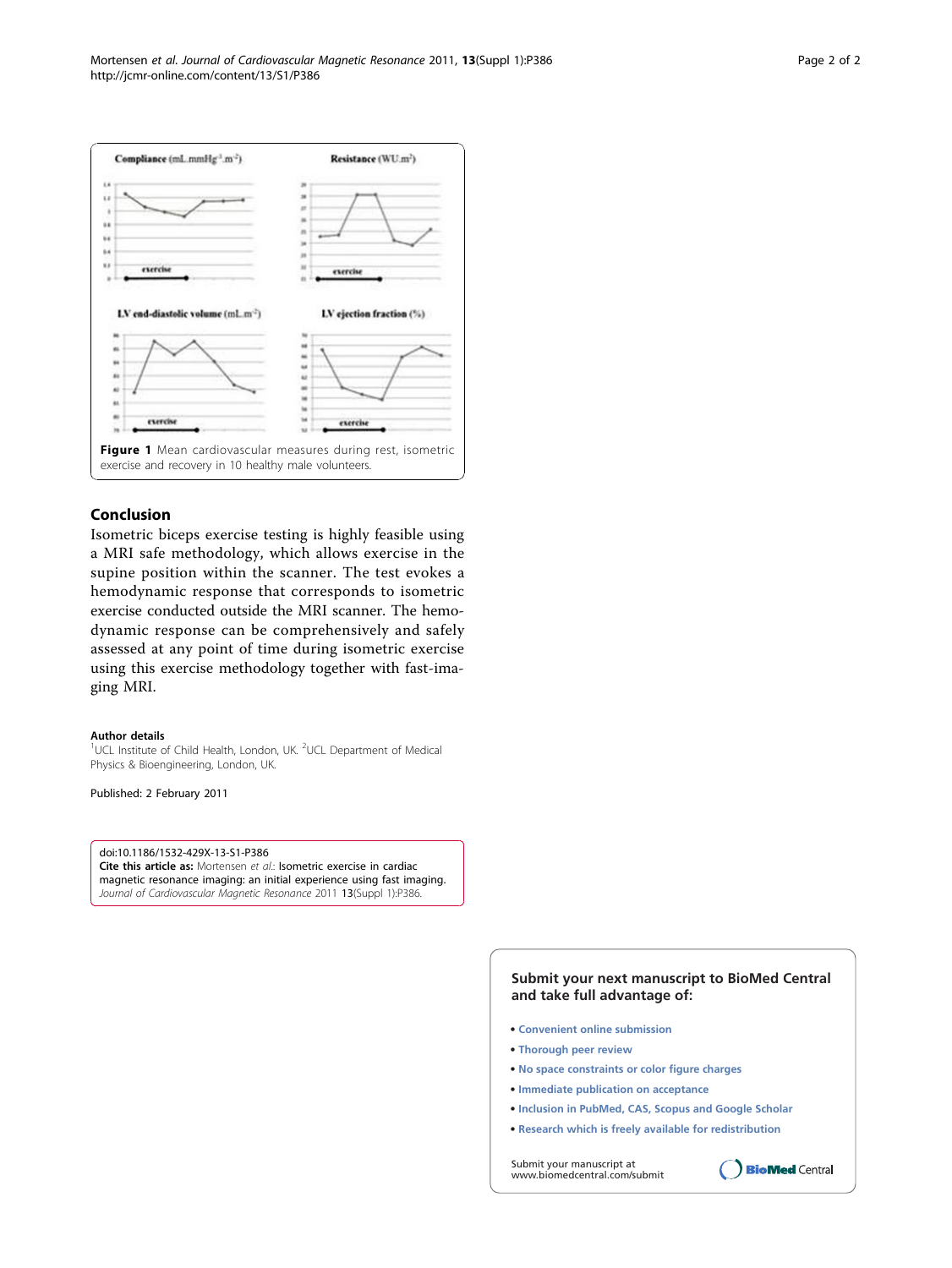Compliance (mL.mmHg[-1].m[-2])

exercise

Resistance (WU.m[2])

exercise

LV end-diastolic volume (mL.m[-2])

exercise

LV ejection fraction (%)

exercise

**Figure 1** Mean cardiovascular measures during rest, isometric exercise and recovery in 10 healthy male volunteers.

## Conclusion

Isometric biceps exercise testing is highly feasible using a MRI safe methodology, which allows exercise in the supine position within the scanner. The test evokes a hemodynamic response that corresponds to isometric exercise conducted outside the MRI scanner. The hemodynamic response can be comprehensively and safely assessed at any point of time during isometric exercise using this exercise methodology together with fast-imaging MRI.

#### Author details

[1]UCL Institute of Child Health, London, UK. [2]UCL Department of Medical Physics & Bioengineering, London, UK.

Published: 2 February 2011

doi:10.1186/1532-429X-13-S1-P386

**Cite this article as:** Mortensen *et al.*: Isometric exercise in cardiac magnetic resonance imaging: an initial experience using fast imaging. *Journal of Cardiovascular Magnetic Resonance* 2011 **13**(Suppl 1):P386.

**Submit your next manuscript to BioMed Central and take full advantage of:**

- Convenient online submission
- Thorough peer review
- No space constraints or color figure charges
- Immediate publication on acceptance
- Inclusion in PubMed, CAS, Scopus and Google Scholar
- Research which is freely available for redistribution

Submit your manuscript at www.biomedcentral.com/submit

BioMed Central